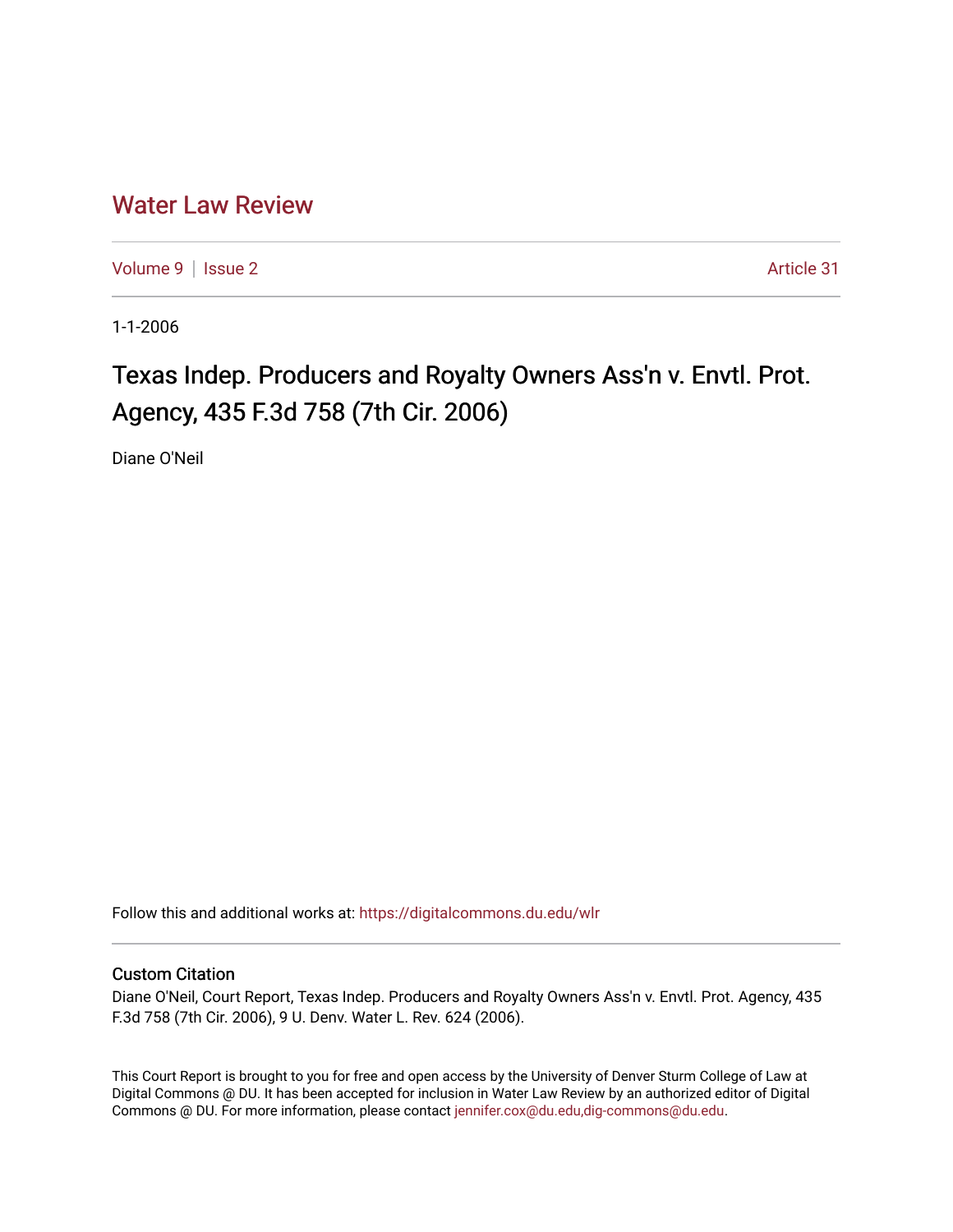# Water Law Review

Volume 9 | Issue 2 Article 31

1-1-2006

## Texas Indep. Producers and Royalty Owners Ass'n v. Envtl. Prot. Agency, 435 F.3d 758 (7th Cir. 2006)

Diane O'Neil

Follow this and additional works at: https://digitalcommons.du.edu/wlr

### Custom Citation

Diane O'Neil, Court Report, Texas Indep. Producers and Royalty Owners Ass'n v. Envtl. Prot. Agency, 435 F.3d 758 (7th Cir. 2006), 9 U. Denv. Water L. Rev. 624 (2006).

This Court Report is brought to you for free and open access by the University of Denver Sturm College of Law at Digital Commons @ DU. It has been accepted for inclusion in Water Law Review by an authorized editor of Digital Commons @ DU. For more information, please contact jennifer.cox@du.edu,dig-commons@du.edu.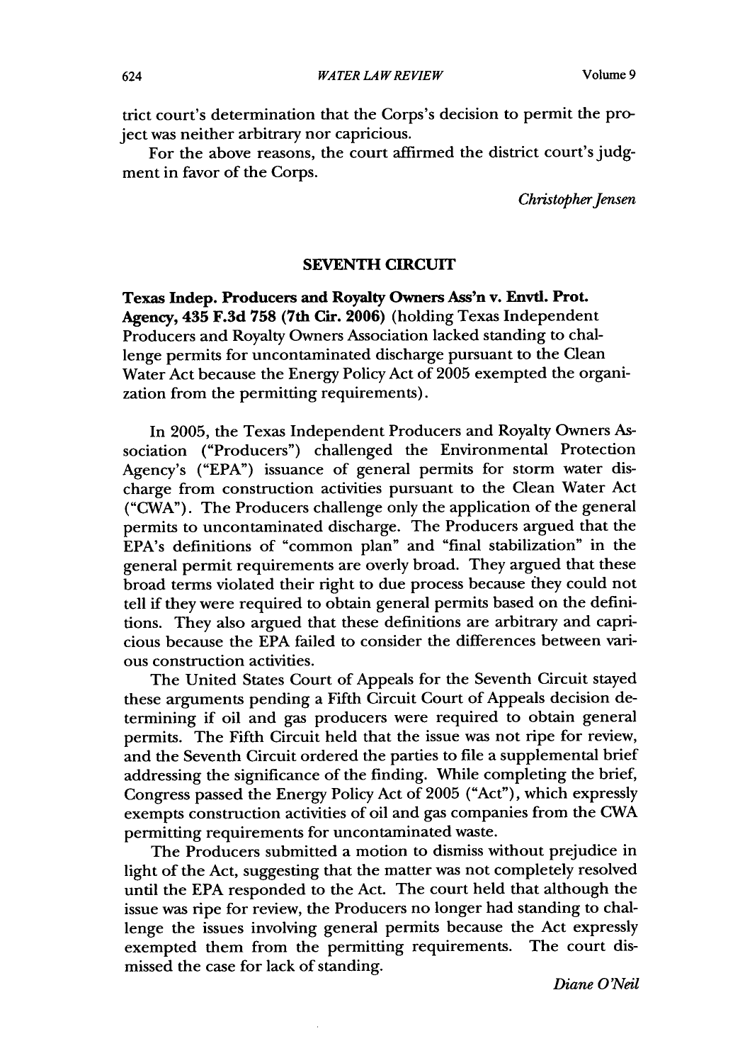trict court's determination that the Corps's decision to permit the project was neither arbitrary nor capricious.

For the above reasons, the court affirmed the district court's judgment in favor of the Corps.

*Christopher Jensen*

## SEVENTH CIRCUIT

**Texas Indep. Producers and Royalty Owners Ass'n v. Envtl. Prot. Agency, 435 F.3d 758 (7th Cir. 2006)** (holding Texas Independent Producers and Royalty Owners Association lacked standing to challenge permits for uncontaminated discharge pursuant to the Clean Water Act because the Energy Policy Act of 2005 exempted the organization from the permitting requirements).

In 2005, the Texas Independent Producers and Royalty Owners Association ("Producers") challenged the Environmental Protection Agency's ("EPA") issuance of general permits for storm water discharge from construction activities pursuant to the Clean Water Act ("CWA"). The Producers challenge only the application of the general permits to uncontaminated discharge. The Producers argued that the EPA's definitions of "common plan" and "final stabilization" in the general permit requirements are overly broad. They argued that these broad terms violated their right to due process because they could not tell if they were required to obtain general permits based on the definitions. They also argued that these definitions are arbitrary and capricious because the EPA failed to consider the differences between various construction activities.

The United States Court of Appeals for the Seventh Circuit stayed these arguments pending a Fifth Circuit Court of Appeals decision determining if oil and gas producers were required to obtain general permits. The Fifth Circuit held that the issue was not ripe for review, and the Seventh Circuit ordered the parties to file a supplemental brief addressing the significance of the finding. While completing the brief, Congress passed the Energy Policy Act of 2005 ("Act"), which expressly exempts construction activities of oil and gas companies from the CWA permitting requirements for uncontaminated waste.

The Producers submitted a motion to dismiss without prejudice in light of the Act, suggesting that the matter was not completely resolved until the EPA responded to the Act. The court held that although the issue was ripe for review, the Producers no longer had standing to challenge the issues involving general permits because the Act expressly exempted them from the permitting requirements. The court dismissed the case for lack of standing.

*Diane O'Neil*